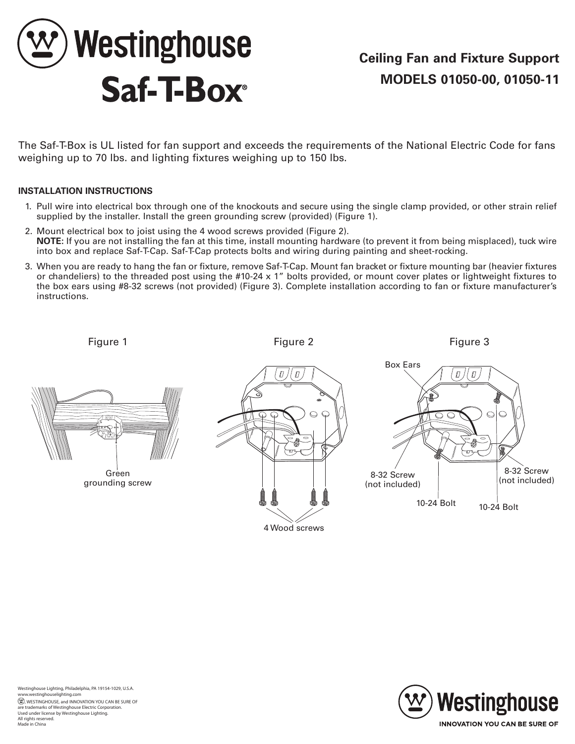# Westinghouse Saf-T-Box®

## Ceiling Fan and Fixture Support
## MODELS 01050-00, 01050-11

The Saf-T-Box is UL listed for fan support and exceeds the requirements of the National Electric Code for fans weighing up to 70 lbs. and lighting fixtures weighing up to 150 lbs.

**INSTALLATION INSTRUCTIONS**

1. Pull wire into electrical box through one of the knockouts and secure using the single clamp provided, or other strain relief supplied by the installer. Install the green grounding screw (provided) (Figure 1).
2. Mount electrical box to joist using the 4 wood screws provided (Figure 2).
   **NOTE:** If you are not installing the fan at this time, install mounting hardware (to prevent it from being misplaced), tuck wire into box and replace Saf-T-Cap. Saf-T-Cap protects bolts and wiring during painting and sheet-rocking.
3. When you are ready to hang the fan or fixture, remove Saf-T-Cap. Mount fan bracket or fixture mounting bar (heavier fixtures or chandeliers) to the threaded post using the #10-24 x 1" bolts provided, or mount cover plates or lightweight fixtures to the box ears using #8-32 screws (not provided) (Figure 3). Complete installation according to fan or fixture manufacturer's instructions.

Figure 1

Green grounding screw

Figure 2

4 Wood screws

Figure 3

Box Ears

8-32 Screw (not included)

8-32 Screw (not included)

10-24 Bolt

10-24 Bolt

Westinghouse Lighting, Philadelphia, PA 19154-1029, U.S.A.
www.westinghouselighting.com
Ⓦ, WESTINGHOUSE, and INNOVATION YOU CAN BE SURE OF are trademarks of Westinghouse Electric Corporation.
Used under license by Westinghouse Lighting.
All rights reserved.
Made in China

Westinghouse
INNOVATION YOU CAN BE SURE OF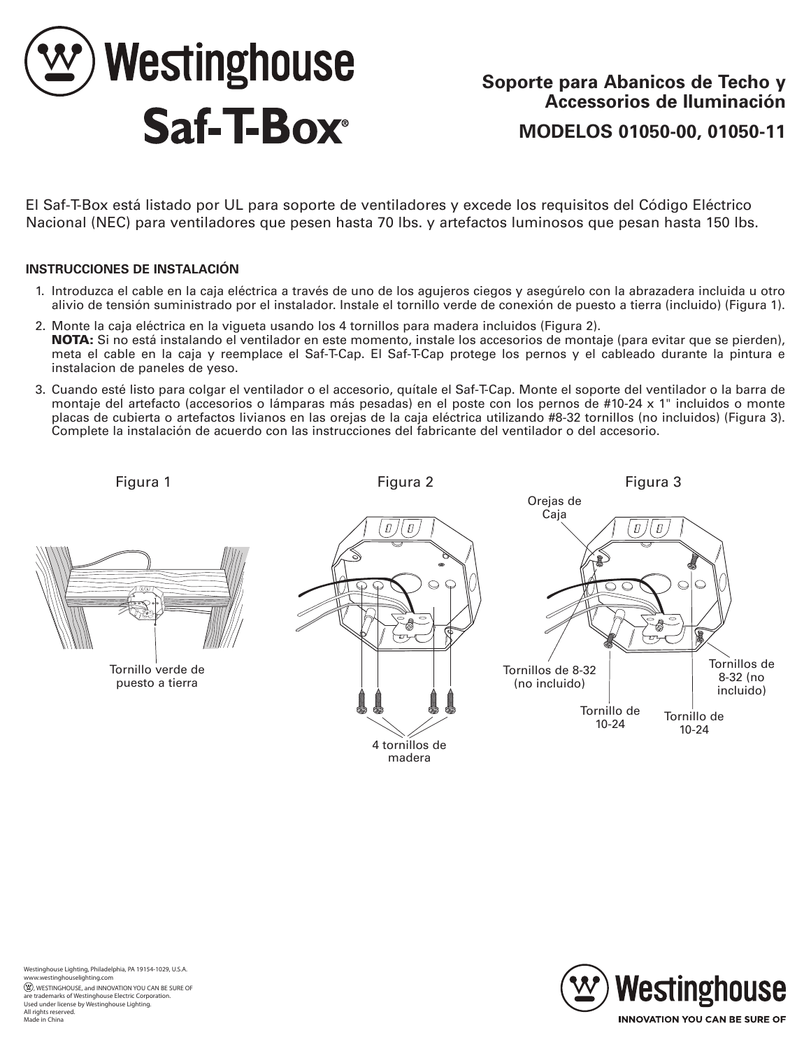# Westinghouse Saf-T-Box®

## Soporte para Abanicos de Techo y Accessorios de Iluminación

## MODELOS 01050-00, 01050-11

El Saf-T-Box está listado por UL para soporte de ventiladores y excede los requisitos del Código Eléctrico Nacional (NEC) para ventiladores que pesen hasta 70 lbs. y artefactos luminosos que pesan hasta 150 lbs.

**INSTRUCCIONES DE INSTALACIÓN**

1. Introduzca el cable en la caja eléctrica a través de uno de los agujeros ciegos y asegúrelo con la abrazadera incluida u otro alivio de tensión suministrado por el instalador. Instale el tornillo verde de conexión de puesto a tierra (incluido) (Figura 1).
2. Monte la caja eléctrica en la vigueta usando los 4 tornillos para madera incluidos (Figura 2).
   **NOTA:** Si no está instalando el ventilador en este momento, instale los accesorios de montaje (para evitar que se pierden), meta el cable en la caja y reemplace el Saf-T-Cap. El Saf-T-Cap protege los pernos y el cableado durante la pintura e instalacion de paneles de yeso.
3. Cuando esté listo para colgar el ventilador o el accesorio, quítale el Saf-T-Cap. Monte el soporte del ventilador o la barra de montaje del artefacto (accesorios o lámparas más pesadas) en el poste con los pernos de #10-24 x 1" incluidos o monte placas de cubierta o artefactos livianos en las orejas de la caja eléctrica utilizando #8-32 tornillos (no incluidos) (Figura 3). Complete la instalación de acuerdo con las instrucciones del fabricante del ventilador o del accesorio.

Figura 1

Tornillo verde de puesto a tierra

Figura 2

4 tornillos de madera

Figura 3

Orejas de Caja

Tornillos de 8-32 (no incluido)

Tornillo de 10-24

Tornillo de 10-24

Tornillos de 8-32 (no incluido)

Westinghouse Lighting, Philadelphia, PA 19154-1029, U.S.A.
www.westinghouselighting.com
WESTINGHOUSE, and INNOVATION YOU CAN BE SURE OF are trademarks of Westinghouse Electric Corporation.
Used under license by Westinghouse Lighting.
All rights reserved.
Made in China

Westinghouse
INNOVATION YOU CAN BE SURE OF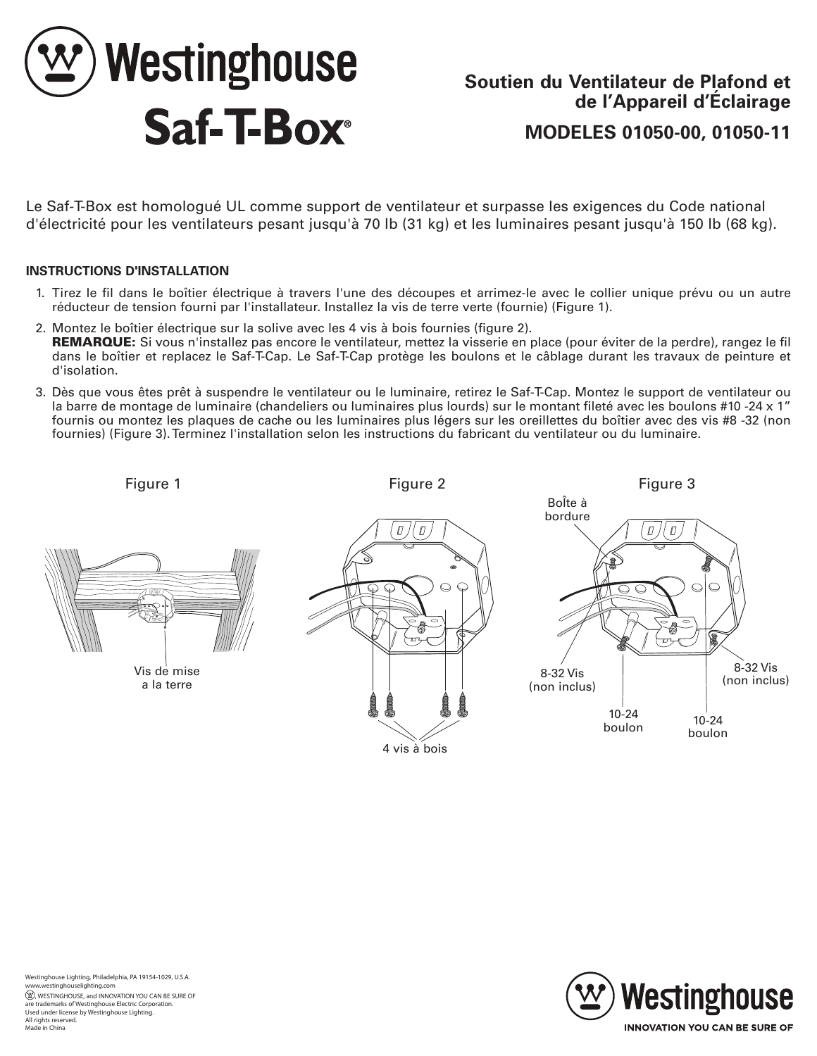# Westinghouse Saf-T-Box®

## Soutien du Ventilateur de Plafond et de l'Appareil d'Éclairage

## MODELES 01050-00, 01050-11

Le Saf-T-Box est homologué UL comme support de ventilateur et surpasse les exigences du Code national d'électricité pour les ventilateurs pesant jusqu'à 70 lb (31 kg) et les luminaires pesant jusqu'à 150 lb (68 kg).

### INSTRUCTIONS D'INSTALLATION

1. Tirez le fil dans le boîtier électrique à travers l'une des découpes et arrimez-le avec le collier unique prévu ou un autre réducteur de tension fourni par l'installateur. Installez la vis de terre verte (fournie) (Figure 1).
2. Montez le boîtier électrique sur la solive avec les 4 vis à bois fournies (figure 2).
   **REMARQUE:** Si vous n'installez pas encore le ventilateur, mettez la visserie en place (pour éviter de la perdre), rangez le fil dans le boîtier et replacez le Saf-T-Cap. Le Saf-T-Cap protège les boulons et le câblage durant les travaux de peinture et d'isolation.
3. Dès que vous êtes prêt à suspendre le ventilateur ou le luminaire, retirez le Saf-T-Cap. Montez le support de ventilateur ou la barre de montage de luminaire (chandeliers ou luminaires plus lourds) sur le montant fileté avec les boulons #10 -24 x 1" fournis ou montez les plaques de cache ou les luminaires plus légers sur les oreillettes du boîtier avec des vis #8 -32 (non fournies) (Figure 3). Terminez l'installation selon les instructions du fabricant du ventilateur ou du luminaire.

Figure 1

Vis de mise a la terre

Figure 2

4 vis à bois

Figure 3

BoÎte à bordure

8-32 Vis (non inclus)

8-32 Vis (non inclus)

10-24 boulon

10-24 boulon

Westinghouse Lighting, Philadelphia, PA 19154-1029, U.S.A.
www.westinghouselighting.com
, WESTINGHOUSE, and INNOVATION YOU CAN BE SURE OF are trademarks of Westinghouse Electric Corporation.
Used under license by Westinghouse Lighting.
All rights reserved.
Made in China

Westinghouse
INNOVATION YOU CAN BE SURE OF